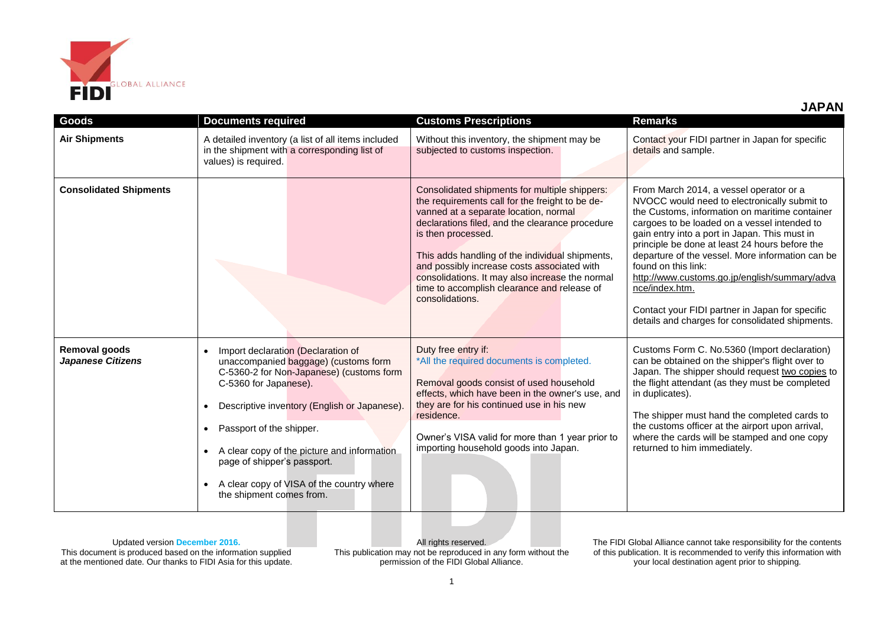# JAPAN

| Goods | Documents required | Customs Prescriptions | Remarks |
|---|---|---|---|
| **Air Shipments** | A detailed inventory (a list of all items included in the shipment with a corresponding list of values) is required. | Without this inventory, the shipment may be subjected to customs inspection. | Contact your FIDI partner in Japan for specific details and sample. |
| **Consolidated Shipments** | | Consolidated shipments for multiple shippers: the requirements call for the freight to be de-vanned at a separate location, normal declarations filed, and the clearance procedure is then processed.<br><br>This adds handling of the individual shipments, and possibly increase costs associated with consolidations. It may also increase the normal time to accomplish clearance and release of consolidations. | From March 2014, a vessel operator or a NVOCC would need to electronically submit to the Customs, information on maritime container cargoes to be loaded on a vessel intended to gain entry into a port in Japan. This must in principle be done at least 24 hours before the departure of the vessel. More information can be found on this link: http://www.customs.go.jp/english/summary/advance/index.htm.<br><br>Contact your FIDI partner in Japan for specific details and charges for consolidated shipments. |
| **Removal goods** ***Japanese Citizens*** | • Import declaration (Declaration of unaccompanied baggage) (customs form C-5360-2 for Non-Japanese) (customs form C-5360 for Japanese).<br><br>• Descriptive inventory (English or Japanese).<br><br>• Passport of the shipper.<br><br>• A clear copy of the picture and information page of shipper's passport.<br><br>• A clear copy of VISA of the country where the shipment comes from. | Duty free entry if:<br>*All the required documents is completed.<br><br>Removal goods consist of used household effects, which have been in the owner's use, and they are for his continued use in his new residence.<br><br>Owner's VISA valid for more than 1 year prior to importing household goods into Japan. | Customs Form C. No.5360 (Import declaration) can be obtained on the shipper's flight over to Japan. The shipper should request two copies to the flight attendant (as they must be completed in duplicates).<br><br>The shipper must hand the completed cards to the customs officer at the airport upon arrival, where the cards will be stamped and one copy returned to him immediately. |

Updated version December 2016.
This document is produced based on the information supplied at the mentioned date. Our thanks to FIDI Asia for this update.

All rights reserved.
This publication may not be reproduced in any form without the permission of the FIDI Global Alliance.

The FIDI Global Alliance cannot take responsibility for the contents of this publication. It is recommended to verify this information with your local destination agent prior to shipping.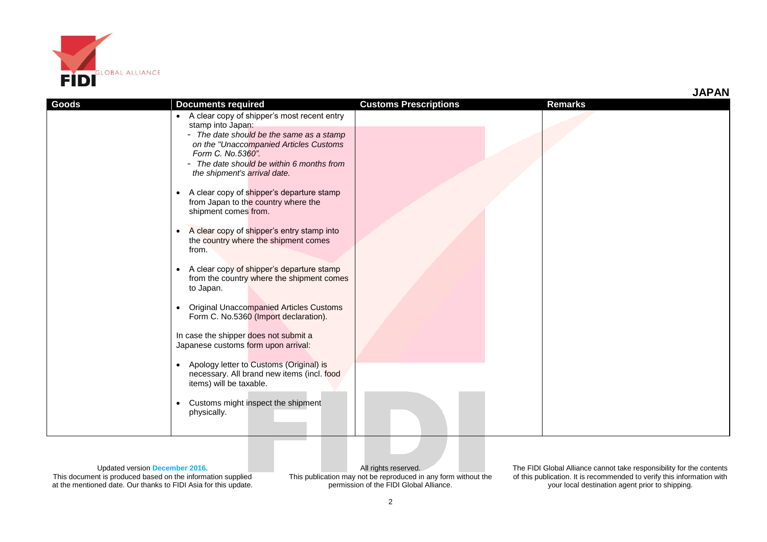## JAPAN

| Goods | Documents required | Customs Prescriptions | Remarks |
|---|---|---|---|
| | • A clear copy of shipper's most recent entry stamp into Japan:<br>- *The date should be the same as a stamp on the "Unaccompanied Articles Customs Form C. No.5360".*<br>- *The date should be within 6 months from the shipment's arrival date.*<br><br>• A clear copy of shipper's departure stamp from Japan to the country where the shipment comes from.<br><br>• A clear copy of shipper's entry stamp into the country where the shipment comes from.<br><br>• A clear copy of shipper's departure stamp from the country where the shipment comes to Japan.<br><br>• Original Unaccompanied Articles Customs Form C. No.5360 (Import declaration).<br><br>In case the shipper does not submit a Japanese customs form upon arrival:<br><br>• Apology letter to Customs (Original) is necessary. All brand new items (incl. food items) will be taxable.<br><br>• Customs might inspect the shipment physically. | | |

Updated version **December 2016.**
This document is produced based on the information supplied at the mentioned date. Our thanks to FIDI Asia for this update.

All rights reserved.
This publication may not be reproduced in any form without the permission of the FIDI Global Alliance.

The FIDI Global Alliance cannot take responsibility for the contents of this publication. It is recommended to verify this information with your local destination agent prior to shipping.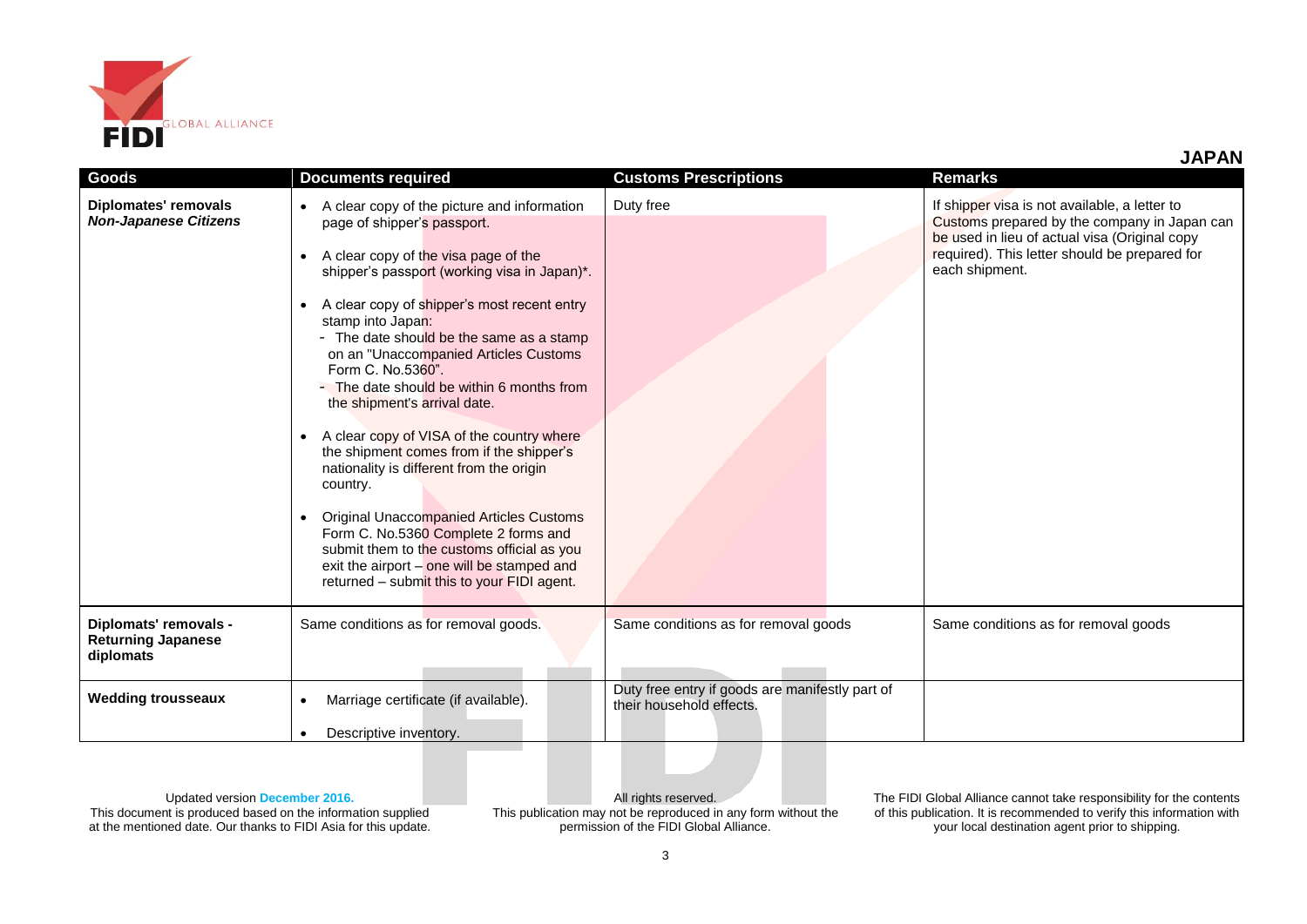## JAPAN

| Goods | Documents required | Customs Prescriptions | Remarks |
|---|---|---|---|
| **Diplomates' removals** ***Non-Japanese Citizens*** | • A clear copy of the picture and information page of shipper's passport.<br>• A clear copy of the visa page of the shipper's passport (working visa in Japan)*.<br>• A clear copy of shipper's most recent entry stamp into Japan:<br>- The date should be the same as a stamp on an "Unaccompanied Articles Customs Form C. No.5360".<br>- The date should be within 6 months from the shipment's arrival date.<br>• A clear copy of VISA of the country where the shipment comes from if the shipper's nationality is different from the origin country.<br>• Original Unaccompanied Articles Customs Form C. No.5360 Complete 2 forms and submit them to the customs official as you exit the airport – one will be stamped and returned – submit this to your FIDI agent. | Duty free | If shipper visa is not available, a letter to Customs prepared by the company in Japan can be used in lieu of actual visa (Original copy required). This letter should be prepared for each shipment. |
| **Diplomats' removals - Returning Japanese diplomats** | Same conditions as for removal goods. | Same conditions as for removal goods | Same conditions as for removal goods |
| **Wedding trousseaux** | • Marriage certificate (if available).<br>• Descriptive inventory. | Duty free entry if goods are manifestly part of their household effects. | |

Updated version December 2016.
This document is produced based on the information supplied at the mentioned date. Our thanks to FIDI Asia for this update.

All rights reserved.
This publication may not be reproduced in any form without the permission of the FIDI Global Alliance.

The FIDI Global Alliance cannot take responsibility for the contents of this publication. It is recommended to verify this information with your local destination agent prior to shipping.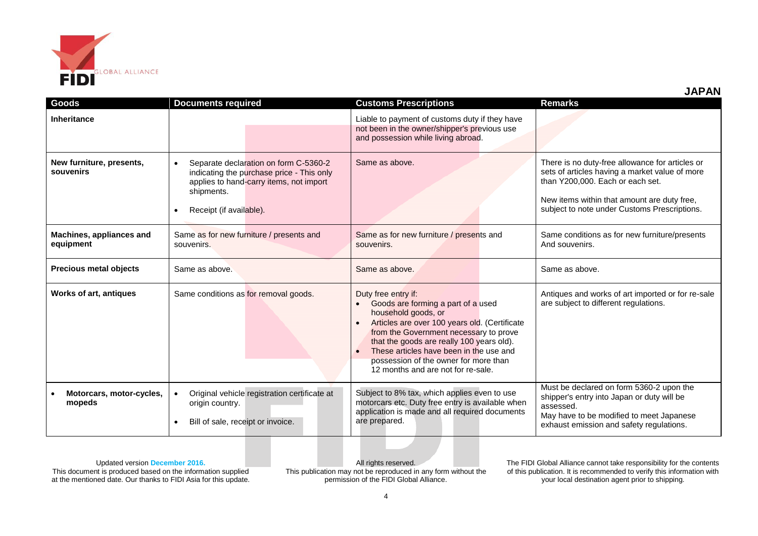## JAPAN

| Goods | Documents required | Customs Prescriptions | Remarks |
|---|---|---|---|
| **Inheritance** | | Liable to payment of customs duty if they have not been in the owner/shipper's previous use and possession while living abroad. | |
| **New furniture, presents, souvenirs** | • Separate declaration on form C-5360-2 indicating the purchase price - This only applies to hand-carry items, not import shipments.<br>• Receipt (if available). | Same as above. | There is no duty-free allowance for articles or sets of articles having a market value of more than Y200,000. Each or each set.<br><br>New items within that amount are duty free, subject to note under Customs Prescriptions. |
| **Machines, appliances and equipment** | Same as for new furniture / presents and souvenirs. | Same as for new furniture / presents and souvenirs. | Same conditions as for new furniture/presents And souvenirs. |
| **Precious metal objects** | Same as above. | Same as above. | Same as above. |
| **Works of art, antiques** | Same conditions as for removal goods. | Duty free entry if:<br>• Goods are forming a part of a used household goods, or<br>• Articles are over 100 years old. (Certificate from the Government necessary to prove that the goods are really 100 years old).<br>• These articles have been in the use and possession of the owner for more than 12 months and are not for re-sale. | Antiques and works of art imported or for re-sale are subject to different regulations. |
| • **Motorcars, motor-cycles, mopeds** | • Original vehicle registration certificate at origin country.<br>• Bill of sale, receipt or invoice. | Subject to 8% tax, which applies even to use motorcars etc. Duty free entry is available when application is made and all required documents are prepared. | Must be declared on form 5360-2 upon the shipper's entry into Japan or duty will be assessed.<br>May have to be modified to meet Japanese exhaust emission and safety regulations. |

Updated version **December 2016.**
This document is produced based on the information supplied at the mentioned date. Our thanks to FIDI Asia for this update.

All rights reserved.
This publication may not be reproduced in any form without the permission of the FIDI Global Alliance.

The FIDI Global Alliance cannot take responsibility for the contents of this publication. It is recommended to verify this information with your local destination agent prior to shipping.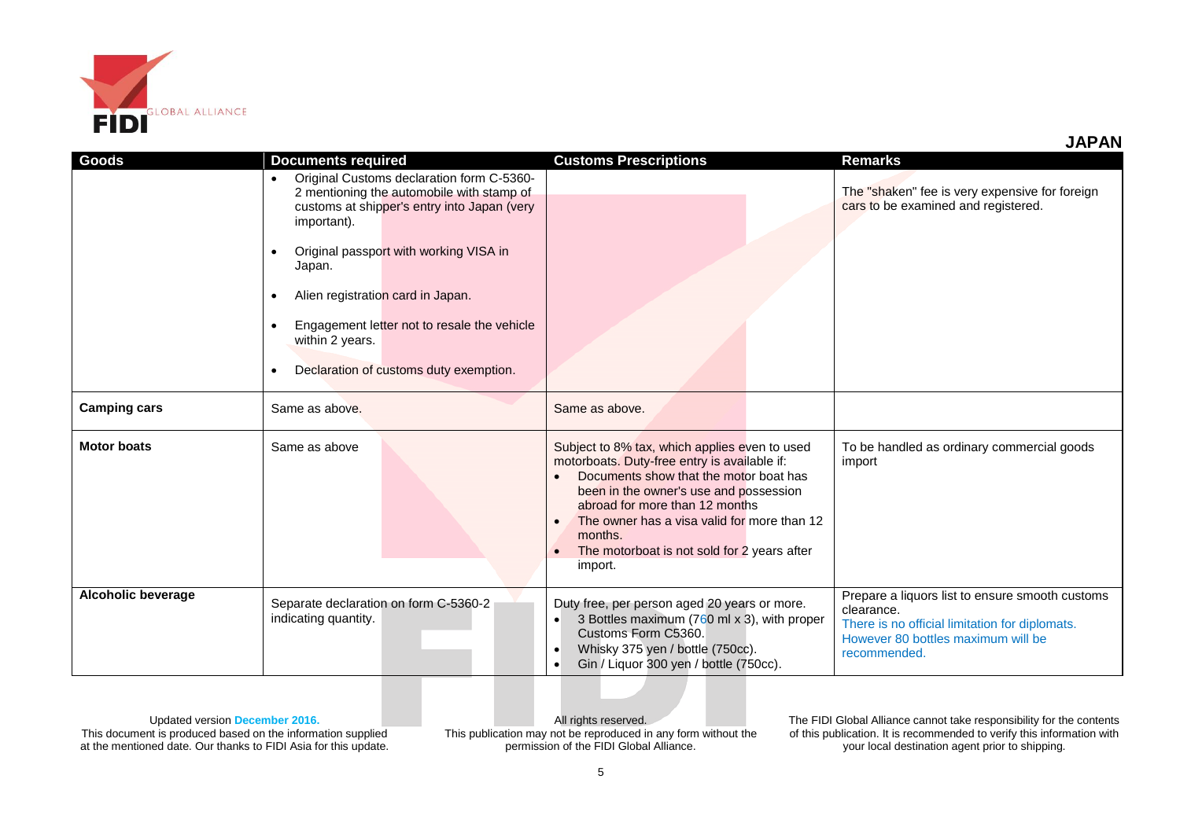## JAPAN

| Goods | Documents required | Customs Prescriptions | Remarks |
|---|---|---|---|
| | • Original Customs declaration form C-5360-2 mentioning the automobile with stamp of customs at shipper's entry into Japan (very important).<br>• Original passport with working VISA in Japan.<br>• Alien registration card in Japan.<br>• Engagement letter not to resale the vehicle within 2 years.<br>• Declaration of customs duty exemption. | | The "shaken" fee is very expensive for foreign cars to be examined and registered. |
| **Camping cars** | Same as above. | Same as above. | |
| **Motor boats** | Same as above | Subject to 8% tax, which applies even to used motorboats. Duty-free entry is available if:<br>• Documents show that the motor boat has been in the owner's use and possession abroad for more than 12 months<br>• The owner has a visa valid for more than 12 months.<br>• The motorboat is not sold for 2 years after import. | To be handled as ordinary commercial goods import |
| **Alcoholic beverage** | Separate declaration on form C-5360-2 indicating quantity. | Duty free, per person aged 20 years or more.<br>• 3 Bottles maximum (760 ml x 3), with proper Customs Form C5360.<br>• Whisky 375 yen / bottle (750cc).<br>• Gin / Liquor 300 yen / bottle (750cc). | Prepare a liquors list to ensure smooth customs clearance.<br>There is no official limitation for diplomats. However 80 bottles maximum will be recommended. |

Updated version December 2016.
This document is produced based on the information supplied at the mentioned date. Our thanks to FIDI Asia for this update.

All rights reserved.
This publication may not be reproduced in any form without the permission of the FIDI Global Alliance.

The FIDI Global Alliance cannot take responsibility for the contents of this publication. It is recommended to verify this information with your local destination agent prior to shipping.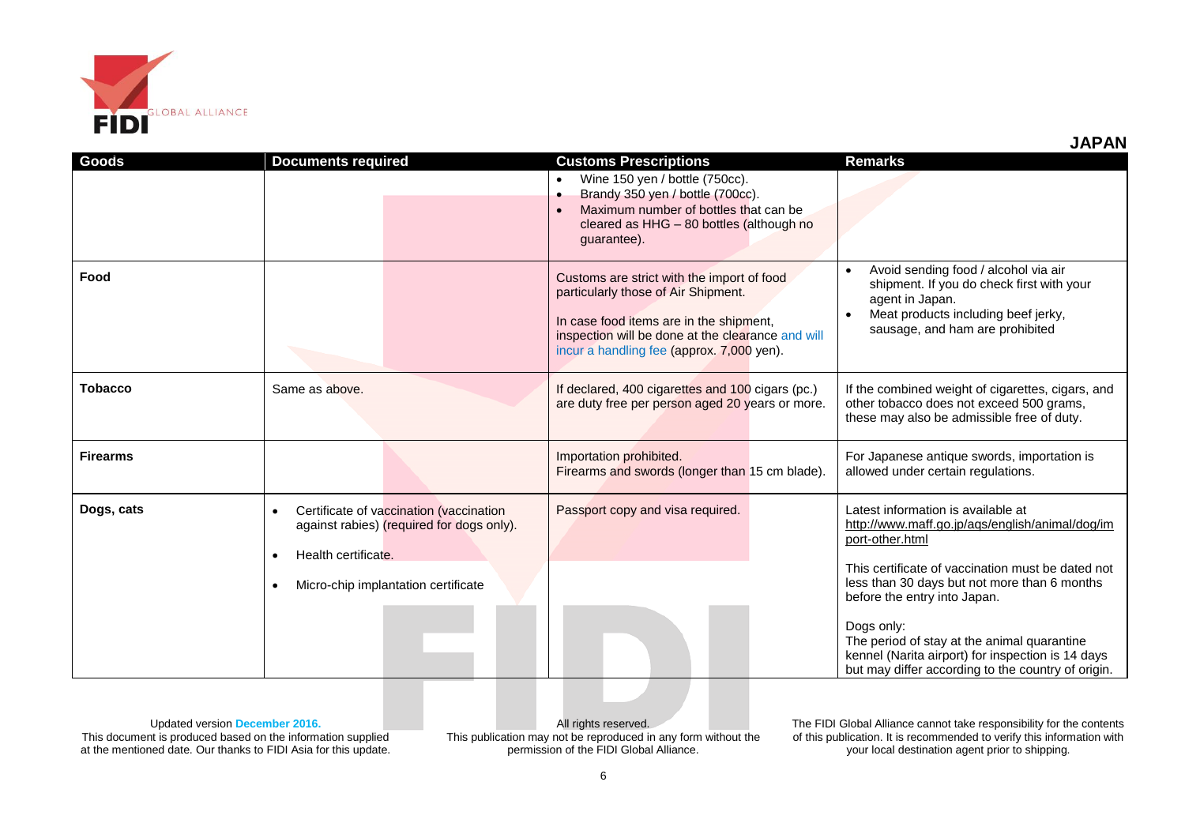## JAPAN

| Goods | Documents required | Customs Prescriptions | Remarks |
|---|---|---|---|
| | | • Wine 150 yen / bottle (750cc).<br>• Brandy 350 yen / bottle (700cc).<br>• Maximum number of bottles that can be cleared as HHG – 80 bottles (although no guarantee). | |
| **Food** | | Customs are strict with the import of food particularly those of Air Shipment.<br><br>In case food items are in the shipment, inspection will be done at the clearance and will incur a handling fee (approx. 7,000 yen). | • Avoid sending food / alcohol via air shipment. If you do check first with your agent in Japan.<br>• Meat products including beef jerky, sausage, and ham are prohibited |
| **Tobacco** | Same as above. | If declared, 400 cigarettes and 100 cigars (pc.) are duty free per person aged 20 years or more. | If the combined weight of cigarettes, cigars, and other tobacco does not exceed 500 grams, these may also be admissible free of duty. |
| **Firearms** | | Importation prohibited.<br>Firearms and swords (longer than 15 cm blade). | For Japanese antique swords, importation is allowed under certain regulations. |
| **Dogs, cats** | • Certificate of vaccination (vaccination against rabies) (required for dogs only).<br>• Health certificate.<br>• Micro-chip implantation certificate | Passport copy and visa required. | Latest information is available at http://www.maff.go.jp/aqs/english/animal/dog/import-other.html<br><br>This certificate of vaccination must be dated not less than 30 days but not more than 6 months before the entry into Japan.<br><br>Dogs only:<br>The period of stay at the animal quarantine kennel (Narita airport) for inspection is 14 days but may differ according to the country of origin. |

Updated version December 2016.
This document is produced based on the information supplied at the mentioned date. Our thanks to FIDI Asia for this update.

All rights reserved.
This publication may not be reproduced in any form without the permission of the FIDI Global Alliance.

The FIDI Global Alliance cannot take responsibility for the contents of this publication. It is recommended to verify this information with your local destination agent prior to shipping.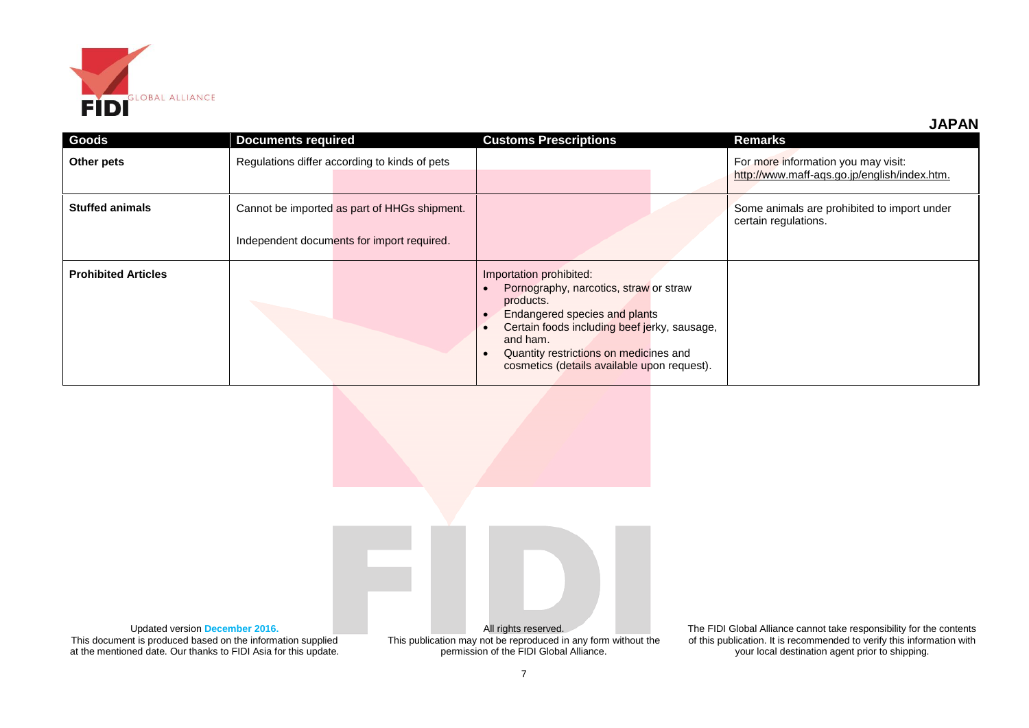## JAPAN

| Goods | Documents required | Customs Prescriptions | Remarks |
|---|---|---|---|
| **Other pets** | Regulations differ according to kinds of pets | | For more information you may visit: http://www.maff-aqs.go.jp/english/index.htm. |
| **Stuffed animals** | Cannot be imported as part of HHGs shipment.<br><br>Independent documents for import required. | | Some animals are prohibited to import under certain regulations. |
| **Prohibited Articles** | | Importation prohibited:<br>• Pornography, narcotics, straw or straw products.<br>• Endangered species and plants<br>• Certain foods including beef jerky, sausage, and ham.<br>• Quantity restrictions on medicines and cosmetics (details available upon request). | |

Updated version **December 2016.**
This document is produced based on the information supplied at the mentioned date. Our thanks to FIDI Asia for this update.

All rights reserved.
This publication may not be reproduced in any form without the permission of the FIDI Global Alliance.

The FIDI Global Alliance cannot take responsibility for the contents of this publication. It is recommended to verify this information with your local destination agent prior to shipping.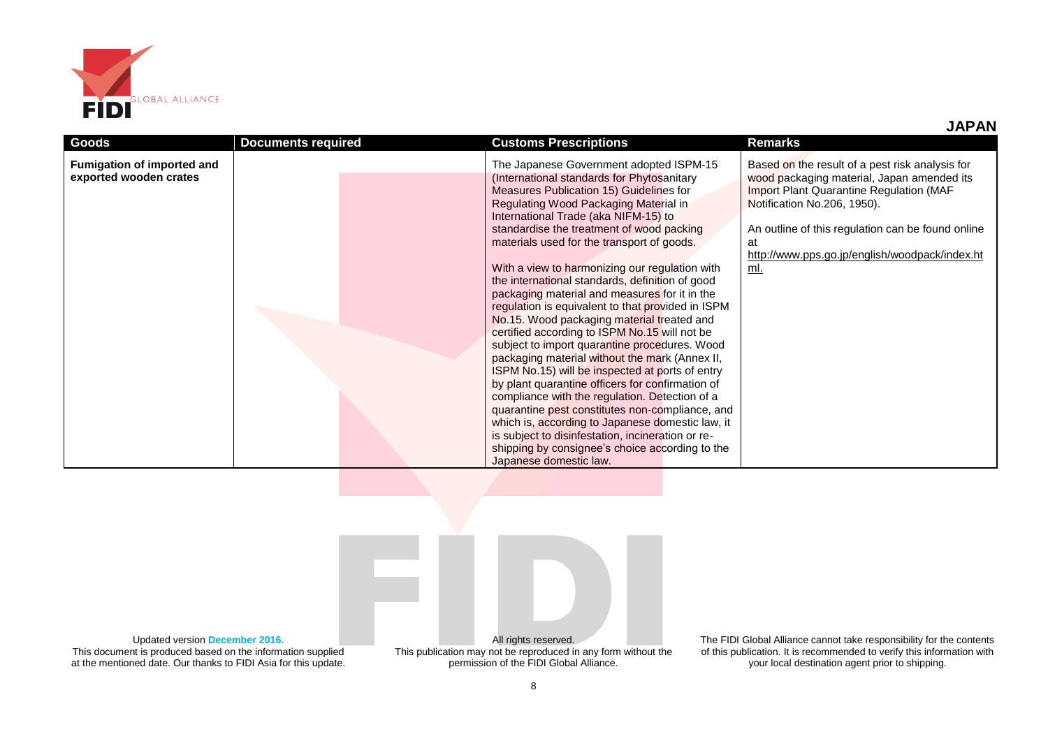# JAPAN

| Goods | Documents required | Customs Prescriptions | Remarks |
| --- | --- | --- | --- |
| **Fumigation of imported and exported wooden crates** | | The Japanese Government adopted ISPM-15 (International standards for Phytosanitary Measures Publication 15) Guidelines for Regulating Wood Packaging Material in International Trade (aka NIFM-15) to standardise the treatment of wood packing materials used for the transport of goods.<br><br>With a view to harmonizing our regulation with the international standards, definition of good packaging material and measures for it in the regulation is equivalent to that provided in ISPM No.15. Wood packaging material treated and certified according to ISPM No.15 will not be subject to import quarantine procedures. Wood packaging material without the mark (Annex II, ISPM No.15) will be inspected at ports of entry by plant quarantine officers for confirmation of compliance with the regulation. Detection of a quarantine pest constitutes non-compliance, and which is, according to Japanese domestic law, it is subject to disinfestation, incineration or re-shipping by consignee's choice according to the Japanese domestic law. | Based on the result of a pest risk analysis for wood packaging material, Japan amended its Import Plant Quarantine Regulation (MAF Notification No.206, 1950).<br><br>An outline of this regulation can be found online at http://www.pps.go.jp/english/woodpack/index.html. |

Updated version **December 2016.**
This document is produced based on the information supplied at the mentioned date. Our thanks to FIDI Asia for this update.

All rights reserved.
This publication may not be reproduced in any form without the permission of the FIDI Global Alliance.

The FIDI Global Alliance cannot take responsibility for the contents of this publication. It is recommended to verify this information with your local destination agent prior to shipping.